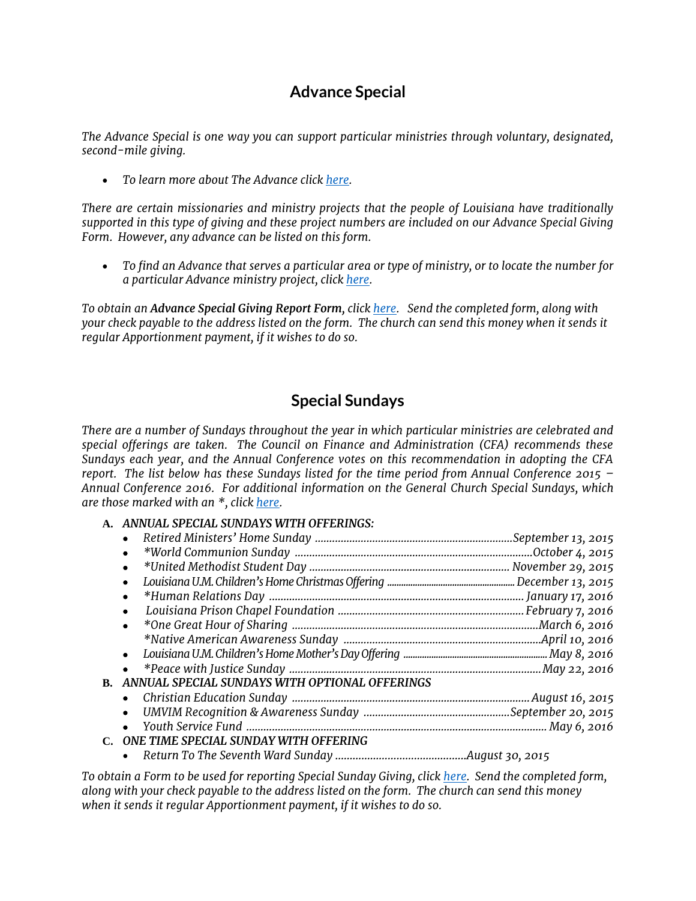## Advance Special

*The Advance Special is one way you can support particular ministries through voluntary, designated, second-mile giving.*

- *To learn more about The Advance click here.*

*There are certain missionaries and ministry projects that the people of Louisiana have traditionally supported in this type of giving and these project numbers are included on our Advance Special Giving Form. However, any advance can be listed on this form.*

- *To find an Advance that serves a particular area or type of ministry, or to locate the number for a particular Advance ministry project, click here.*

*To obtain an **Advance Special Giving Report Form**, click here. Send the completed form, along with your check payable to the address listed on the form. The church can send this money when it sends it regular Apportionment payment, if it wishes to do so.*

## Special Sundays

*There are a number of Sundays throughout the year in which particular ministries are celebrated and special offerings are taken. The Council on Finance and Administration (CFA) recommends these Sundays each year, and the Annual Conference votes on this recommendation in adopting the CFA report. The list below has these Sundays listed for the time period from Annual Conference 2015 – Annual Conference 2016. For additional information on the General Church Special Sundays, which are those marked with an *, click here.*

**A. *ANNUAL SPECIAL SUNDAYS WITH OFFERINGS:***

- *Retired Ministers' Home Sunday ............ September 13, 2015*
- **World Communion Sunday ............ October 4, 2015*
- **United Methodist Student Day ............ November 29, 2015*
- *Louisiana U.M. Children's Home Christmas Offering ............ December 13, 2015*
- **Human Relations Day ............ January 17, 2016*
- *Louisiana Prison Chapel Foundation ............ February 7, 2016*
- **One Great Hour of Sharing ............ March 6, 2016*
- **Native American Awareness Sunday ............ April 10, 2016*
- *Louisiana U.M. Children's Home Mother's Day Offering ............ May 8, 2016*
- **Peace with Justice Sunday ............ May 22, 2016*

**B. *ANNUAL SPECIAL SUNDAYS WITH OPTIONAL OFFERINGS***

- *Christian Education Sunday ............ August 16, 2015*
- *UMVIM Recognition & Awareness Sunday ............ September 20, 2015*
- *Youth Service Fund ............ May 6, 2016*

**C. *ONE TIME SPECIAL SUNDAY WITH OFFERING***

- *Return To The Seventh Ward Sunday ............ August 30, 2015*

*To obtain a Form to be used for reporting Special Sunday Giving, click here. Send the completed form, along with your check payable to the address listed on the form. The church can send this money when it sends it regular Apportionment payment, if it wishes to do so.*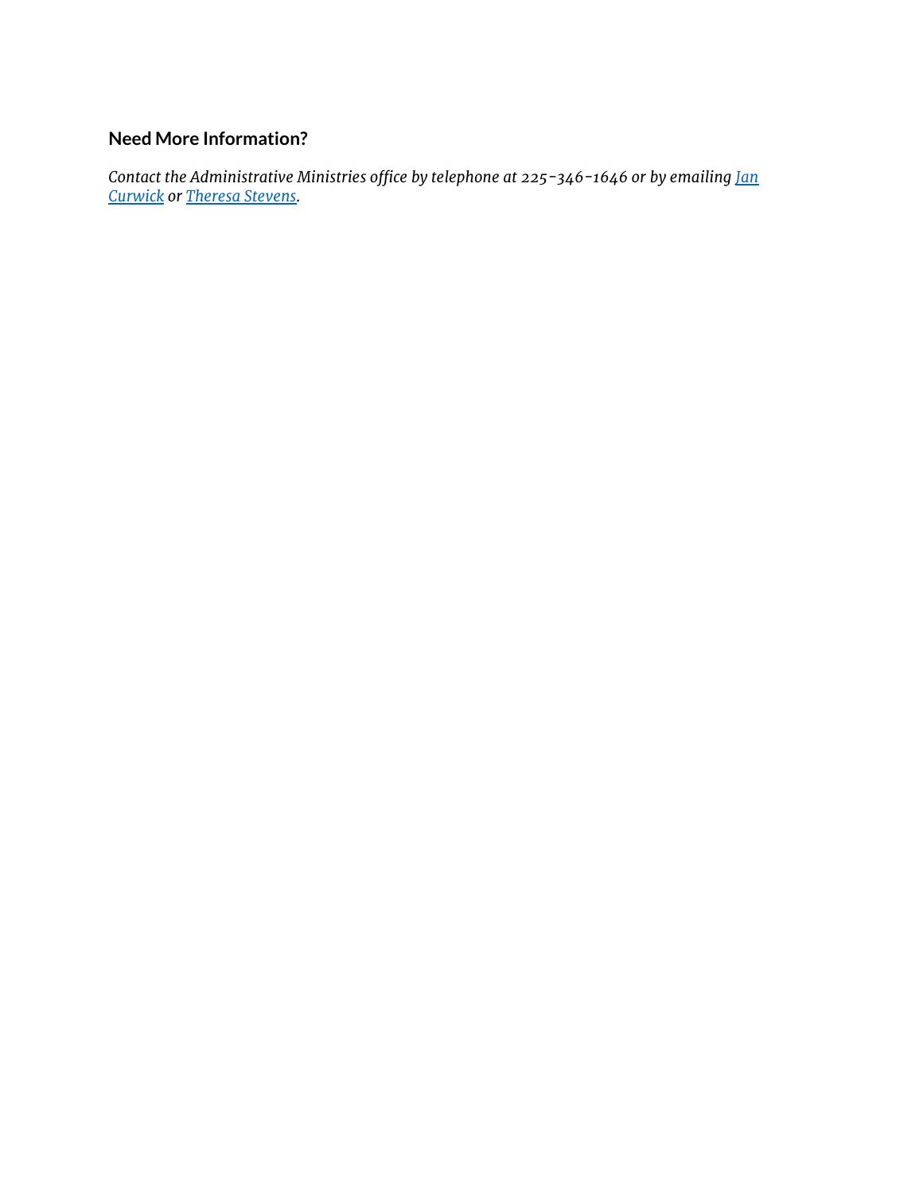### Need More Information?

*Contact the Administrative Ministries office by telephone at 225-346-1646 or by emailing [Jan Curwick] or [Theresa Stevens].*